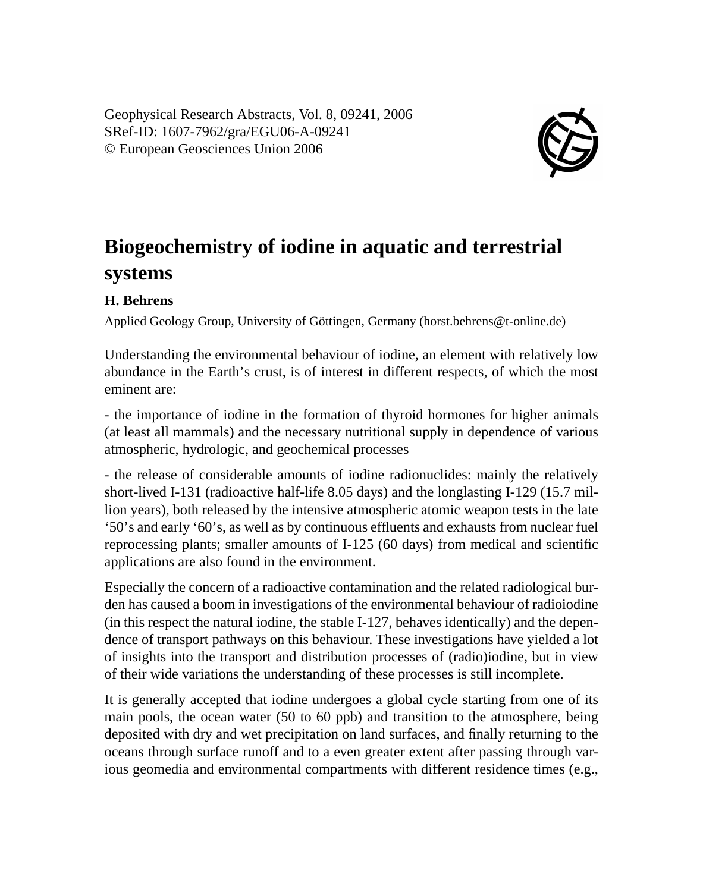Geophysical Research Abstracts, Vol. 8, 09241, 2006
SRef-ID: 1607-7962/gra/EGU06-A-09241
© European Geosciences Union 2006

# Biogeochemistry of iodine in aquatic and terrestrial systems

**H. Behrens**

Applied Geology Group, University of Göttingen, Germany (horst.behrens@t-online.de)

Understanding the environmental behaviour of iodine, an element with relatively low abundance in the Earth's crust, is of interest in different respects, of which the most eminent are:

- the importance of iodine in the formation of thyroid hormones for higher animals (at least all mammals) and the necessary nutritional supply in dependence of various atmospheric, hydrologic, and geochemical processes

- the release of considerable amounts of iodine radionuclides: mainly the relatively short-lived I-131 (radioactive half-life 8.05 days) and the longlasting I-129 (15.7 million years), both released by the intensive atmospheric atomic weapon tests in the late '50's and early '60's, as well as by continuous effluents and exhausts from nuclear fuel reprocessing plants; smaller amounts of I-125 (60 days) from medical and scientific applications are also found in the environment.

Especially the concern of a radioactive contamination and the related radiological burden has caused a boom in investigations of the environmental behaviour of radioiodine (in this respect the natural iodine, the stable I-127, behaves identically) and the dependence of transport pathways on this behaviour. These investigations have yielded a lot of insights into the transport and distribution processes of (radio)iodine, but in view of their wide variations the understanding of these processes is still incomplete.

It is generally accepted that iodine undergoes a global cycle starting from one of its main pools, the ocean water (50 to 60 ppb) and transition to the atmosphere, being deposited with dry and wet precipitation on land surfaces, and finally returning to the oceans through surface runoff and to a even greater extent after passing through various geomedia and environmental compartments with different residence times (e.g.,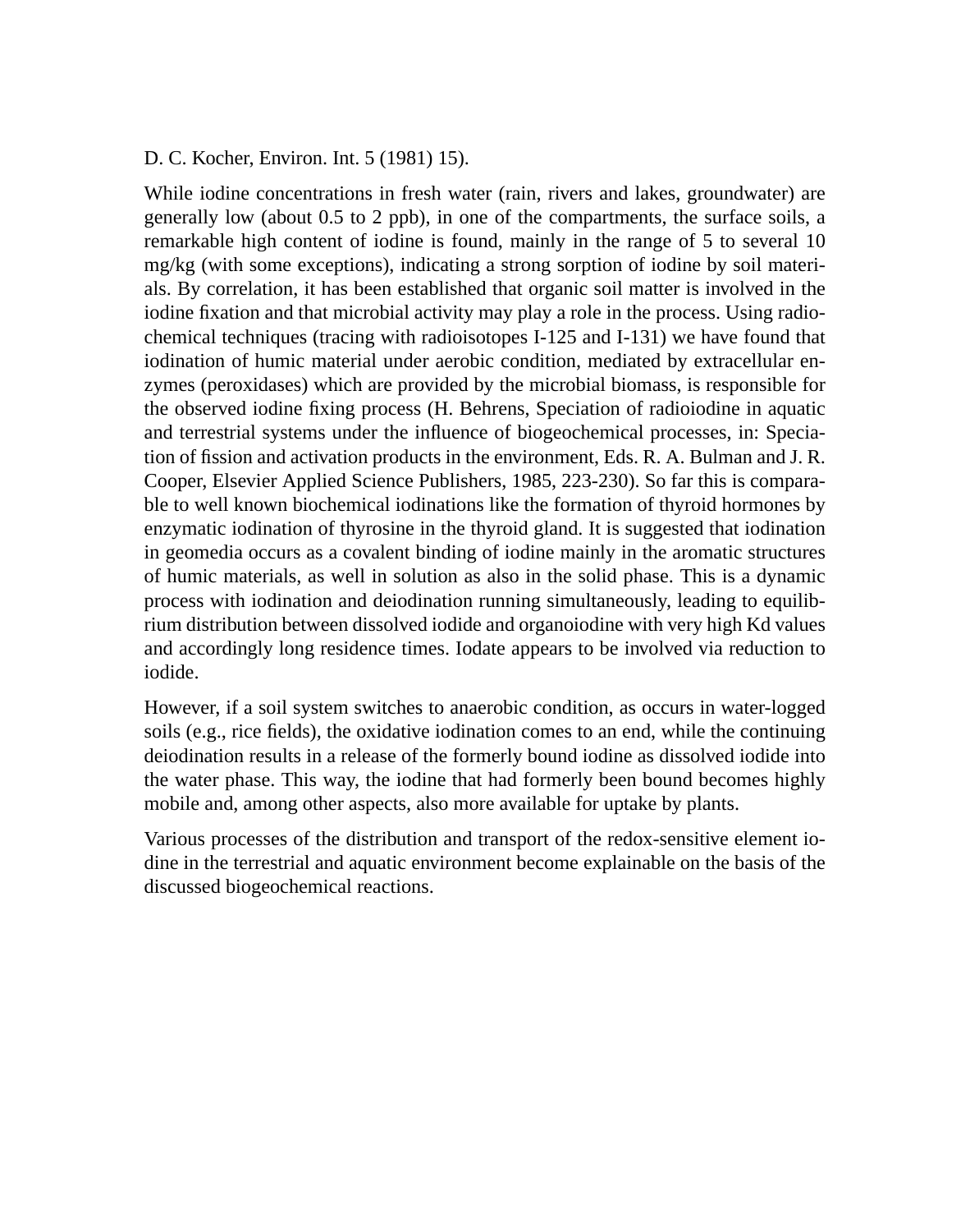D. C. Kocher, Environ. Int. 5 (1981) 15).

While iodine concentrations in fresh water (rain, rivers and lakes, groundwater) are generally low (about 0.5 to 2 ppb), in one of the compartments, the surface soils, a remarkable high content of iodine is found, mainly in the range of 5 to several 10 mg/kg (with some exceptions), indicating a strong sorption of iodine by soil materials. By correlation, it has been established that organic soil matter is involved in the iodine fixation and that microbial activity may play a role in the process. Using radiochemical techniques (tracing with radioisotopes I-125 and I-131) we have found that iodination of humic material under aerobic condition, mediated by extracellular enzymes (peroxidases) which are provided by the microbial biomass, is responsible for the observed iodine fixing process (H. Behrens, Speciation of radioiodine in aquatic and terrestrial systems under the influence of biogeochemical processes, in: Speciation of fission and activation products in the environment, Eds. R. A. Bulman and J. R. Cooper, Elsevier Applied Science Publishers, 1985, 223-230). So far this is comparable to well known biochemical iodinations like the formation of thyroid hormones by enzymatic iodination of thyrosine in the thyroid gland. It is suggested that iodination in geomedia occurs as a covalent binding of iodine mainly in the aromatic structures of humic materials, as well in solution as also in the solid phase. This is a dynamic process with iodination and deiodination running simultaneously, leading to equilibrium distribution between dissolved iodide and organoiodine with very high Kd values and accordingly long residence times. Iodate appears to be involved via reduction to iodide.

However, if a soil system switches to anaerobic condition, as occurs in water-logged soils (e.g., rice fields), the oxidative iodination comes to an end, while the continuing deiodination results in a release of the formerly bound iodine as dissolved iodide into the water phase. This way, the iodine that had formerly been bound becomes highly mobile and, among other aspects, also more available for uptake by plants.

Various processes of the distribution and transport of the redox-sensitive element iodine in the terrestrial and aquatic environment become explainable on the basis of the discussed biogeochemical reactions.